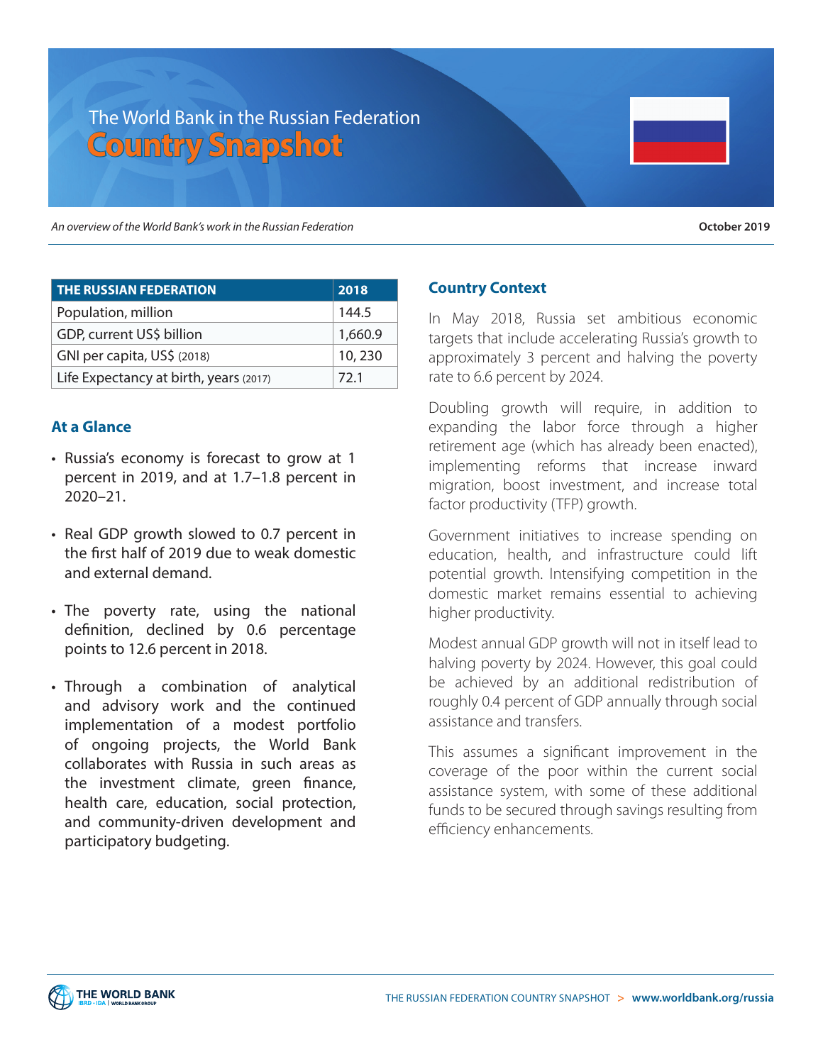The World Bank in the Russian Federation

# Country Snapshot

*An overview of the World Bank's work in the Russian Federation*

**October 2019**

| THE RUSSIAN FEDERATION | 2018 |
|---|---|
| Population, million | 144.5 |
| GDP, current US$ billion | 1,660.9 |
| GNI per capita, US$ (2018) | 10, 230 |
| Life Expectancy at birth, years (2017) | 72.1 |

## At a Glance

- Russia's economy is forecast to grow at 1 percent in 2019, and at 1.7–1.8 percent in 2020–21.
- Real GDP growth slowed to 0.7 percent in the first half of 2019 due to weak domestic and external demand.
- The poverty rate, using the national definition, declined by 0.6 percentage points to 12.6 percent in 2018.
- Through a combination of analytical and advisory work and the continued implementation of a modest portfolio of ongoing projects, the World Bank collaborates with Russia in such areas as the investment climate, green finance, health care, education, social protection, and community-driven development and participatory budgeting.

## Country Context

In May 2018, Russia set ambitious economic targets that include accelerating Russia's growth to approximately 3 percent and halving the poverty rate to 6.6 percent by 2024.

Doubling growth will require, in addition to expanding the labor force through a higher retirement age (which has already been enacted), implementing reforms that increase inward migration, boost investment, and increase total factor productivity (TFP) growth.

Government initiatives to increase spending on education, health, and infrastructure could lift potential growth. Intensifying competition in the domestic market remains essential to achieving higher productivity.

Modest annual GDP growth will not in itself lead to halving poverty by 2024. However, this goal could be achieved by an additional redistribution of roughly 0.4 percent of GDP annually through social assistance and transfers.

This assumes a significant improvement in the coverage of the poor within the current social assistance system, with some of these additional funds to be secured through savings resulting from efficiency enhancements.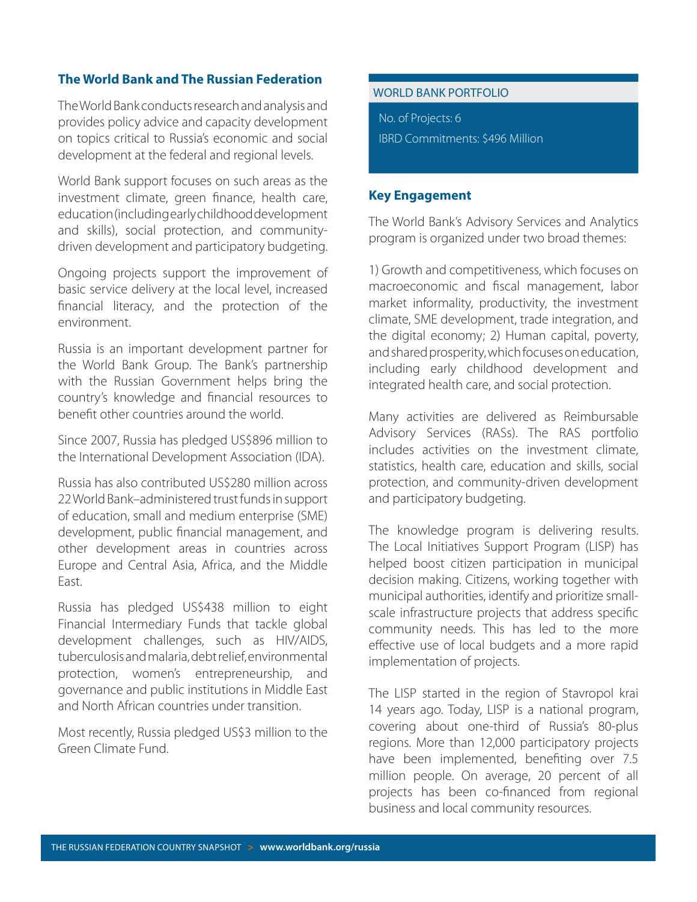## The World Bank and The Russian Federation

The World Bank conducts research and analysis and provides policy advice and capacity development on topics critical to Russia's economic and social development at the federal and regional levels.

World Bank support focuses on such areas as the investment climate, green finance, health care, education (including early childhood development and skills), social protection, and community-driven development and participatory budgeting.

Ongoing projects support the improvement of basic service delivery at the local level, increased financial literacy, and the protection of the environment.

Russia is an important development partner for the World Bank Group. The Bank's partnership with the Russian Government helps bring the country's knowledge and financial resources to benefit other countries around the world.

Since 2007, Russia has pledged US$896 million to the International Development Association (IDA).

Russia has also contributed US$280 million across 22 World Bank–administered trust funds in support of education, small and medium enterprise (SME) development, public financial management, and other development areas in countries across Europe and Central Asia, Africa, and the Middle East.

Russia has pledged US$438 million to eight Financial Intermediary Funds that tackle global development challenges, such as HIV/AIDS, tuberculosis and malaria, debt relief, environmental protection, women's entrepreneurship, and governance and public institutions in Middle East and North African countries under transition.

Most recently, Russia pledged US$3 million to the Green Climate Fund.

### WORLD BANK PORTFOLIO

No. of Projects: 6

IBRD Commitments: $496 Million

## Key Engagement

The World Bank's Advisory Services and Analytics program is organized under two broad themes:

1) Growth and competitiveness, which focuses on macroeconomic and fiscal management, labor market informality, productivity, the investment climate, SME development, trade integration, and the digital economy; 2) Human capital, poverty, and shared prosperity, which focuses on education, including early childhood development and integrated health care, and social protection.

Many activities are delivered as Reimbursable Advisory Services (RASs). The RAS portfolio includes activities on the investment climate, statistics, health care, education and skills, social protection, and community-driven development and participatory budgeting.

The knowledge program is delivering results. The Local Initiatives Support Program (LISP) has helped boost citizen participation in municipal decision making. Citizens, working together with municipal authorities, identify and prioritize small-scale infrastructure projects that address specific community needs. This has led to the more effective use of local budgets and a more rapid implementation of projects.

The LISP started in the region of Stavropol krai 14 years ago. Today, LISP is a national program, covering about one-third of Russia's 80-plus regions. More than 12,000 participatory projects have been implemented, benefiting over 7.5 million people. On average, 20 percent of all projects has been co-financed from regional business and local community resources.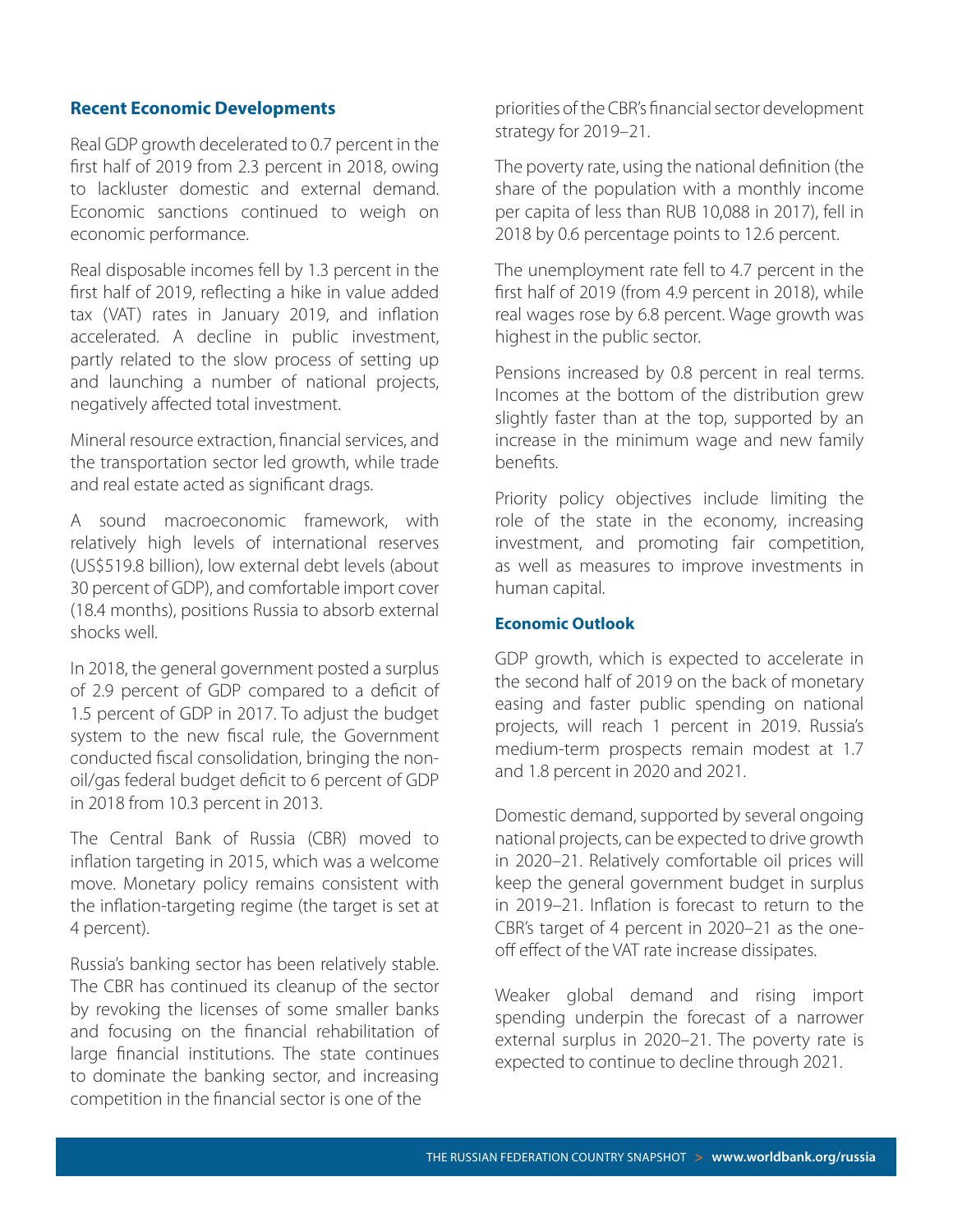## Recent Economic Developments

Real GDP growth decelerated to 0.7 percent in the first half of 2019 from 2.3 percent in 2018, owing to lackluster domestic and external demand. Economic sanctions continued to weigh on economic performance.

Real disposable incomes fell by 1.3 percent in the first half of 2019, reflecting a hike in value added tax (VAT) rates in January 2019, and inflation accelerated. A decline in public investment, partly related to the slow process of setting up and launching a number of national projects, negatively affected total investment.

Mineral resource extraction, financial services, and the transportation sector led growth, while trade and real estate acted as significant drags.

A sound macroeconomic framework, with relatively high levels of international reserves (US$519.8 billion), low external debt levels (about 30 percent of GDP), and comfortable import cover (18.4 months), positions Russia to absorb external shocks well.

In 2018, the general government posted a surplus of 2.9 percent of GDP compared to a deficit of 1.5 percent of GDP in 2017. To adjust the budget system to the new fiscal rule, the Government conducted fiscal consolidation, bringing the non-oil/gas federal budget deficit to 6 percent of GDP in 2018 from 10.3 percent in 2013.

The Central Bank of Russia (CBR) moved to inflation targeting in 2015, which was a welcome move. Monetary policy remains consistent with the inflation-targeting regime (the target is set at 4 percent).

Russia's banking sector has been relatively stable. The CBR has continued its cleanup of the sector by revoking the licenses of some smaller banks and focusing on the financial rehabilitation of large financial institutions. The state continues to dominate the banking sector, and increasing competition in the financial sector is one of the priorities of the CBR's financial sector development strategy for 2019–21.

The poverty rate, using the national definition (the share of the population with a monthly income per capita of less than RUB 10,088 in 2017), fell in 2018 by 0.6 percentage points to 12.6 percent.

The unemployment rate fell to 4.7 percent in the first half of 2019 (from 4.9 percent in 2018), while real wages rose by 6.8 percent. Wage growth was highest in the public sector.

Pensions increased by 0.8 percent in real terms. Incomes at the bottom of the distribution grew slightly faster than at the top, supported by an increase in the minimum wage and new family benefits.

Priority policy objectives include limiting the role of the state in the economy, increasing investment, and promoting fair competition, as well as measures to improve investments in human capital.

### Economic Outlook

GDP growth, which is expected to accelerate in the second half of 2019 on the back of monetary easing and faster public spending on national projects, will reach 1 percent in 2019. Russia's medium-term prospects remain modest at 1.7 and 1.8 percent in 2020 and 2021.

Domestic demand, supported by several ongoing national projects, can be expected to drive growth in 2020–21. Relatively comfortable oil prices will keep the general government budget in surplus in 2019–21. Inflation is forecast to return to the CBR's target of 4 percent in 2020–21 as the one-off effect of the VAT rate increase dissipates.

Weaker global demand and rising import spending underpin the forecast of a narrower external surplus in 2020–21. The poverty rate is expected to continue to decline through 2021.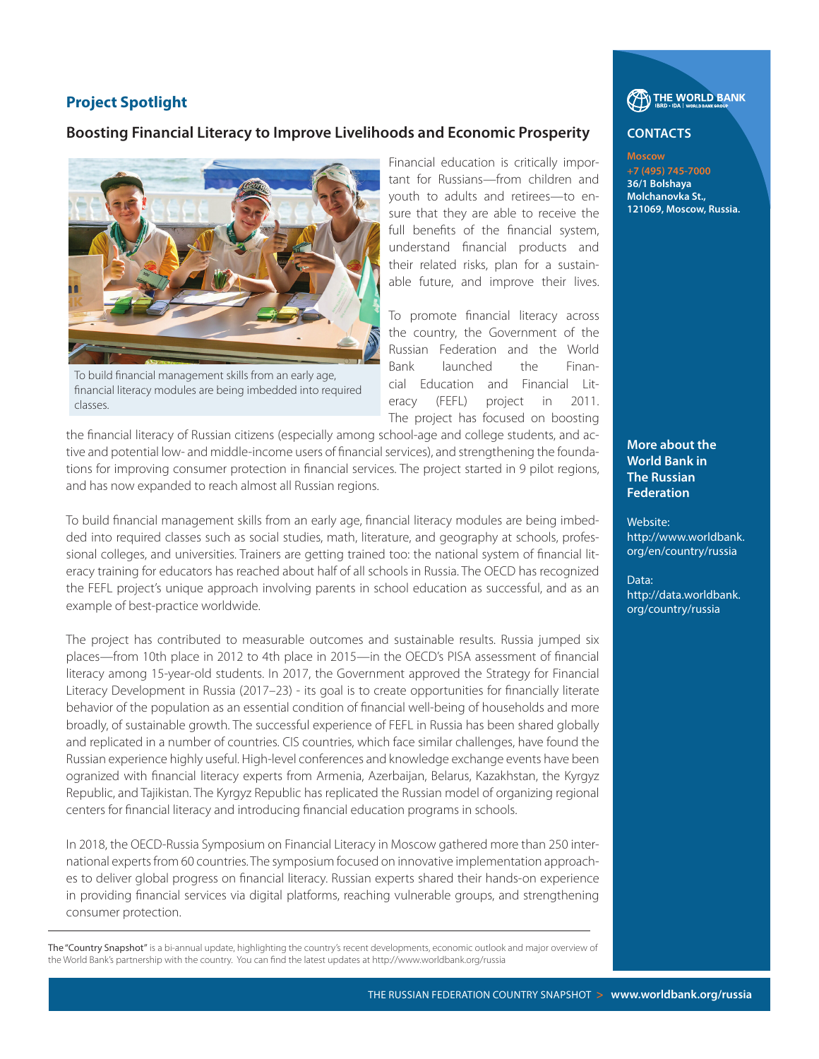## Project Spotlight

### Boosting Financial Literacy to Improve Livelihoods and Economic Prosperity

To build financial management skills from an early age, financial literacy modules are being imbedded into required classes.

Financial education is critically important for Russians—from children and youth to adults and retirees—to ensure that they are able to receive the full benefits of the financial system, understand financial products and their related risks, plan for a sustainable future, and improve their lives.

To promote financial literacy across the country, the Government of the Russian Federation and the World Bank launched the Financial Education and Financial Literacy (FEFL) project in 2011. The project has focused on boosting the financial literacy of Russian citizens (especially among school-age and college students, and active and potential low- and middle-income users of financial services), and strengthening the foundations for improving consumer protection in financial services. The project started in 9 pilot regions, and has now expanded to reach almost all Russian regions.

To build financial management skills from an early age, financial literacy modules are being imbedded into required classes such as social studies, math, literature, and geography at schools, professional colleges, and universities. Trainers are getting trained too: the national system of financial literacy training for educators has reached about half of all schools in Russia. The OECD has recognized the FEFL project's unique approach involving parents in school education as successful, and as an example of best-practice worldwide.

The project has contributed to measurable outcomes and sustainable results. Russia jumped six places—from 10th place in 2012 to 4th place in 2015—in the OECD's PISA assessment of financial literacy among 15-year-old students. In 2017, the Government approved the Strategy for Financial Literacy Development in Russia (2017–23) - its goal is to create opportunities for financially literate behavior of the population as an essential condition of financial well-being of households and more broadly, of sustainable growth. The successful experience of FEFL in Russia has been shared globally and replicated in a number of countries. CIS countries, which face similar challenges, have found the Russian experience highly useful. High-level conferences and knowledge exchange events have been ogranized with financial literacy experts from Armenia, Azerbaijan, Belarus, Kazakhstan, the Kyrgyz Republic, and Tajikistan. The Kyrgyz Republic has replicated the Russian model of organizing regional centers for financial literacy and introducing financial education programs in schools.

In 2018, the OECD-Russia Symposium on Financial Literacy in Moscow gathered more than 250 international experts from 60 countries. The symposium focused on innovative implementation approaches to deliver global progress on financial literacy. Russian experts shared their hands-on experience in providing financial services via digital platforms, reaching vulnerable groups, and strengthening consumer protection.

---

The "Country Snapshot" is a bi-annual update, highlighting the country's recent developments, economic outlook and major overview of the World Bank's partnership with the country. You can find the latest updates at http://www.worldbank.org/russia

THE WORLD BANK
IBRD • IDA | WORLD BANK GROUP

### CONTACTS

**Moscow**
**+7 (495) 745-7000**
**36/1 Bolshaya Molchanovka St., 121069, Moscow, Russia.**

### More about the World Bank in The Russian Federation

Website:
http://www.worldbank.org/en/country/russia

Data:
http://data.worldbank.org/country/russia